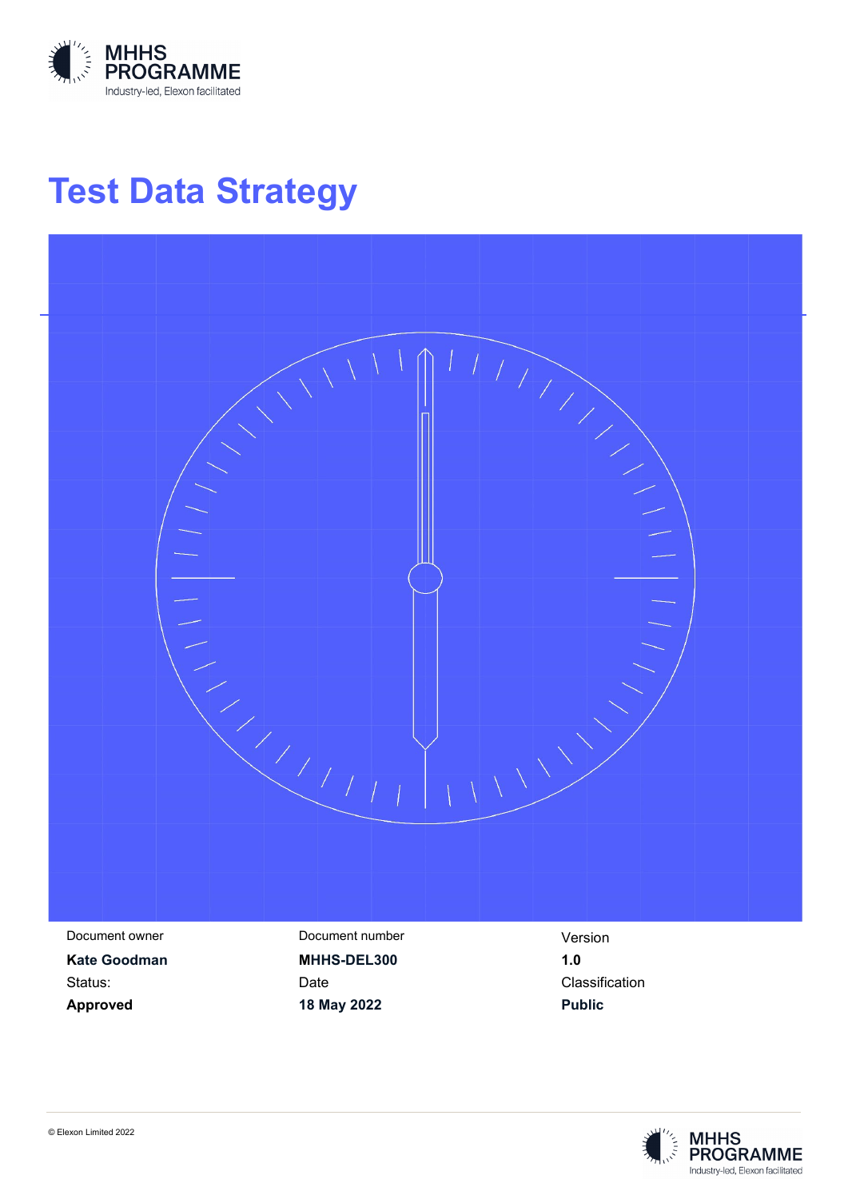MHHS PROGRAMME
Industry-led, Elexon facilitated

# Test Data Strategy

| Document owner | Document number | Version |
| --- | --- | --- |
| **Kate Goodman** | **MHHS-DEL300** | **1.0** |
| Status: | Date | Classification |
| **Approved** | **18 May 2022** | **Public** |

© Elexon Limited 2022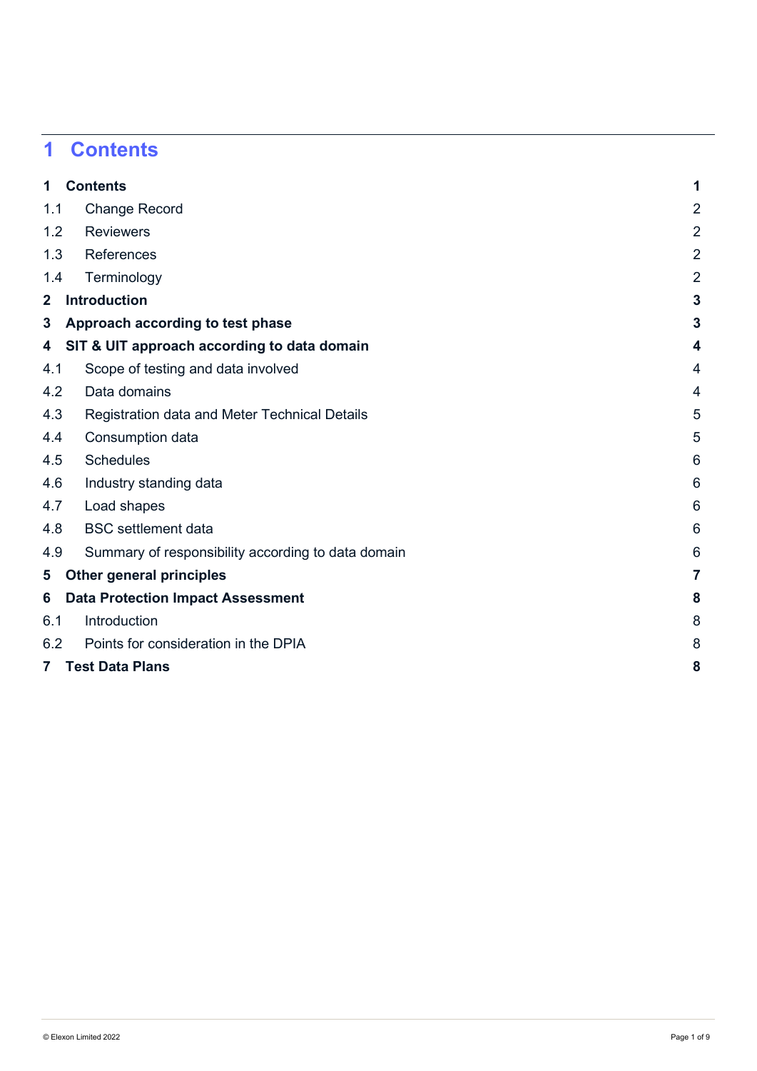# 1 Contents

| | | |
|---|---|---|
| **1** | **Contents** | **1** |
| 1.1 | Change Record | 2 |
| 1.2 | Reviewers | 2 |
| 1.3 | References | 2 |
| 1.4 | Terminology | 2 |
| **2** | **Introduction** | **3** |
| **3** | **Approach according to test phase** | **3** |
| **4** | **SIT & UIT approach according to data domain** | **4** |
| 4.1 | Scope of testing and data involved | 4 |
| 4.2 | Data domains | 4 |
| 4.3 | Registration data and Meter Technical Details | 5 |
| 4.4 | Consumption data | 5 |
| 4.5 | Schedules | 6 |
| 4.6 | Industry standing data | 6 |
| 4.7 | Load shapes | 6 |
| 4.8 | BSC settlement data | 6 |
| 4.9 | Summary of responsibility according to data domain | 6 |
| **5** | **Other general principles** | **7** |
| **6** | **Data Protection Impact Assessment** | **8** |
| 6.1 | Introduction | 8 |
| 6.2 | Points for consideration in the DPIA | 8 |
| **7** | **Test Data Plans** | **8** |

© Elexon Limited 2022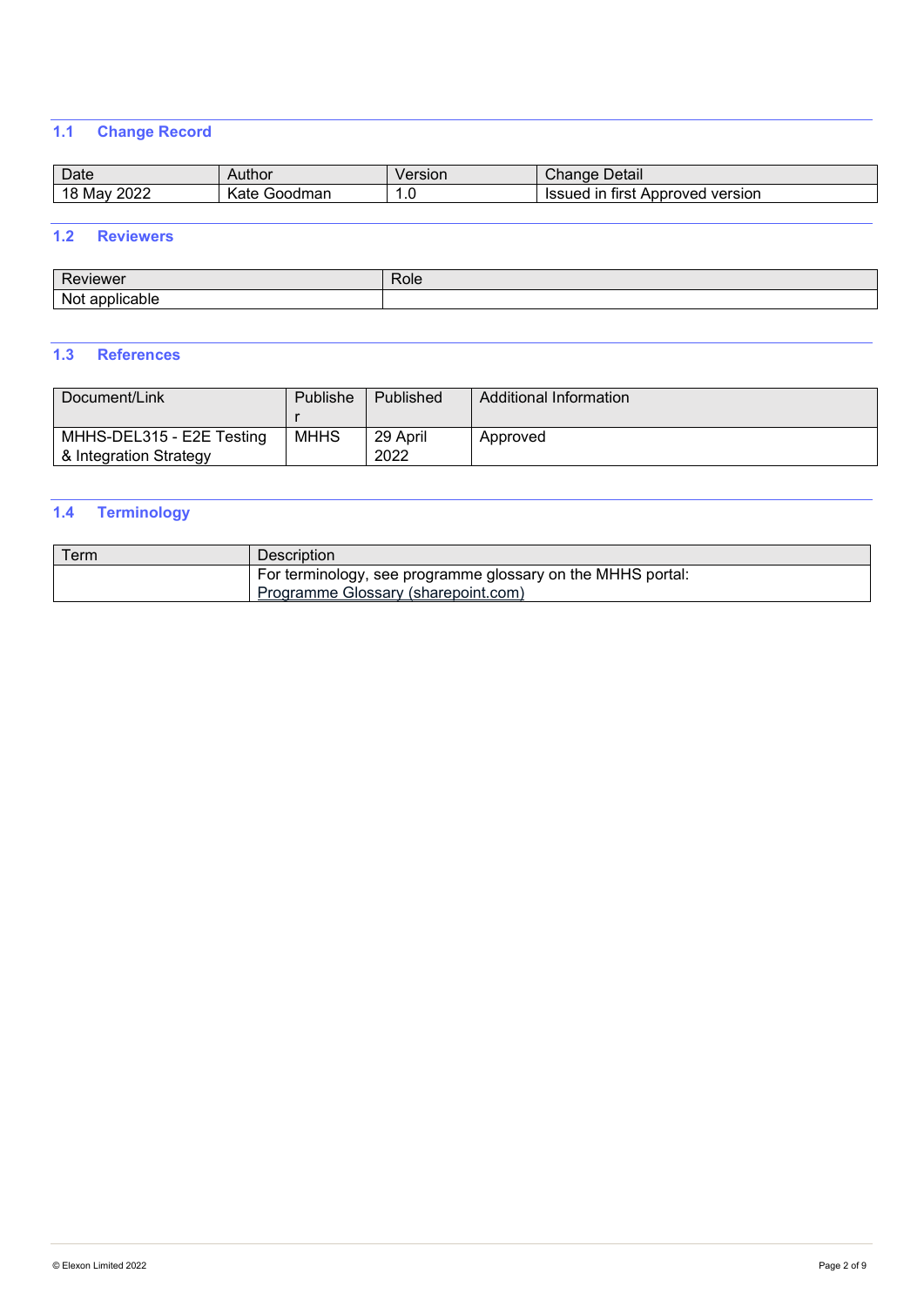## 1.1 Change Record

| Date | Author | Version | Change Detail |
|---|---|---|---|
| 18 May 2022 | Kate Goodman | 1.0 | Issued in first Approved version |

## 1.2 Reviewers

| Reviewer | Role |
|---|---|
| Not applicable | |

## 1.3 References

| Document/Link | Publisher | Published | Additional Information |
|---|---|---|---|
| MHHS-DEL315 - E2E Testing & Integration Strategy | MHHS | 29 April 2022 | Approved |

## 1.4 Terminology

| Term | Description |
|---|---|
| | For terminology, see programme glossary on the MHHS portal: Programme Glossary (sharepoint.com) |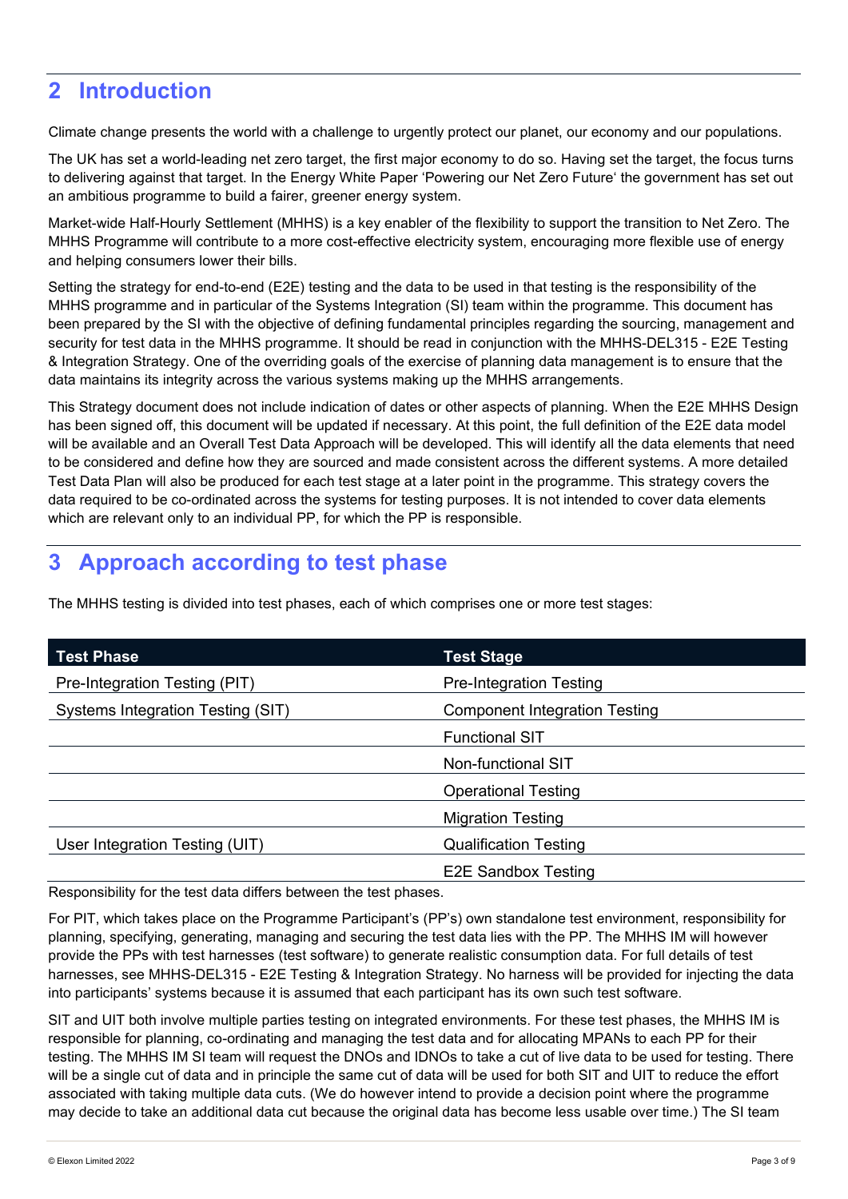# 2 Introduction

Climate change presents the world with a challenge to urgently protect our planet, our economy and our populations.

The UK has set a world-leading net zero target, the first major economy to do so. Having set the target, the focus turns to delivering against that target. In the Energy White Paper 'Powering our Net Zero Future' the government has set out an ambitious programme to build a fairer, greener energy system.

Market-wide Half-Hourly Settlement (MHHS) is a key enabler of the flexibility to support the transition to Net Zero. The MHHS Programme will contribute to a more cost-effective electricity system, encouraging more flexible use of energy and helping consumers lower their bills.

Setting the strategy for end-to-end (E2E) testing and the data to be used in that testing is the responsibility of the MHHS programme and in particular of the Systems Integration (SI) team within the programme. This document has been prepared by the SI with the objective of defining fundamental principles regarding the sourcing, management and security for test data in the MHHS programme. It should be read in conjunction with the MHHS-DEL315 - E2E Testing & Integration Strategy. One of the overriding goals of the exercise of planning data management is to ensure that the data maintains its integrity across the various systems making up the MHHS arrangements.

This Strategy document does not include indication of dates or other aspects of planning. When the E2E MHHS Design has been signed off, this document will be updated if necessary. At this point, the full definition of the E2E data model will be available and an Overall Test Data Approach will be developed. This will identify all the data elements that need to be considered and define how they are sourced and made consistent across the different systems. A more detailed Test Data Plan will also be produced for each test stage at a later point in the programme. This strategy covers the data required to be co-ordinated across the systems for testing purposes. It is not intended to cover data elements which are relevant only to an individual PP, for which the PP is responsible.

# 3 Approach according to test phase

The MHHS testing is divided into test phases, each of which comprises one or more test stages:

| Test Phase | Test Stage |
| --- | --- |
| Pre-Integration Testing (PIT) | Pre-Integration Testing |
| Systems Integration Testing (SIT) | Component Integration Testing |
| | Functional SIT |
| | Non-functional SIT |
| | Operational Testing |
| | Migration Testing |
| User Integration Testing (UIT) | Qualification Testing |
| | E2E Sandbox Testing |

Responsibility for the test data differs between the test phases.

For PIT, which takes place on the Programme Participant's (PP's) own standalone test environment, responsibility for planning, specifying, generating, managing and securing the test data lies with the PP. The MHHS IM will however provide the PPs with test harnesses (test software) to generate realistic consumption data. For full details of test harnesses, see MHHS-DEL315 - E2E Testing & Integration Strategy. No harness will be provided for injecting the data into participants' systems because it is assumed that each participant has its own such test software.

SIT and UIT both involve multiple parties testing on integrated environments. For these test phases, the MHHS IM is responsible for planning, co-ordinating and managing the test data and for allocating MPANs to each PP for their testing. The MHHS IM SI team will request the DNOs and IDNOs to take a cut of live data to be used for testing. There will be a single cut of data and in principle the same cut of data will be used for both SIT and UIT to reduce the effort associated with taking multiple data cuts. (We do however intend to provide a decision point where the programme may decide to take an additional data cut because the original data has become less usable over time.) The SI team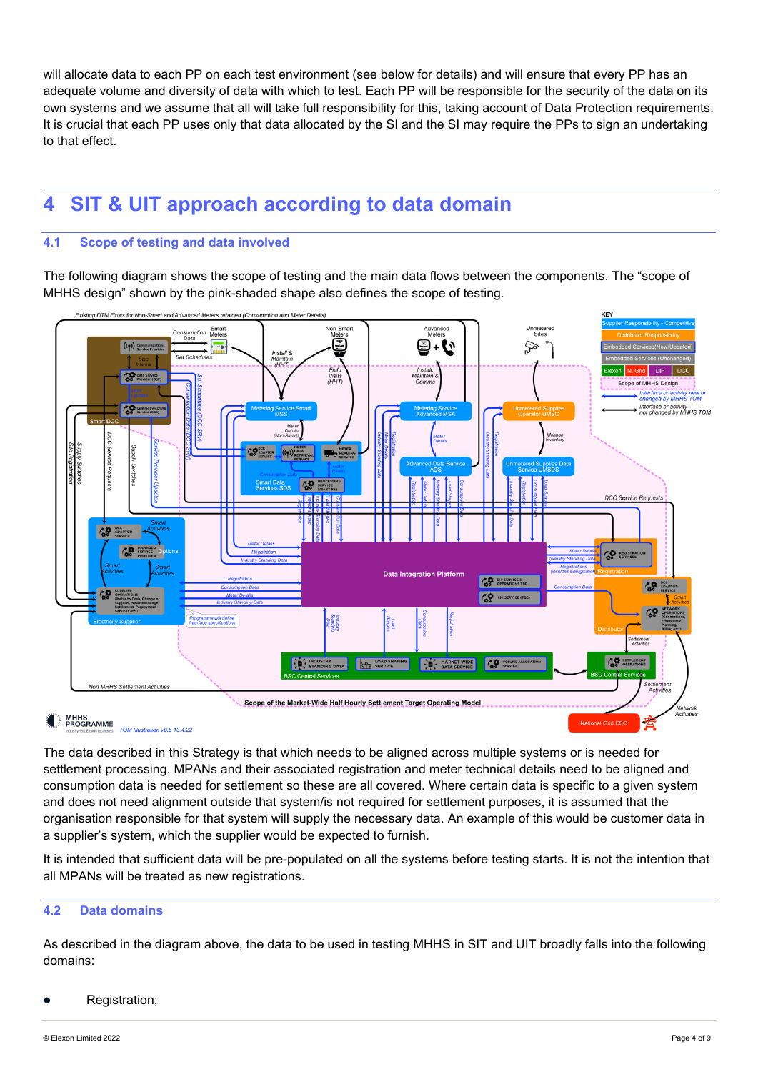will allocate data to each PP on each test environment (see below for details) and will ensure that every PP has an adequate volume and diversity of data with which to test. Each PP will be responsible for the security of the data on its own systems and we assume that all will take full responsibility for this, taking account of Data Protection requirements. It is crucial that each PP uses only that data allocated by the SI and the SI may require the PPs to sign an undertaking to that effect.

# 4 SIT & UIT approach according to data domain

## 4.1 Scope of testing and data involved

The following diagram shows the scope of testing and the main data flows between the components. The "scope of MHHS design" shown by the pink-shaded shape also defines the scope of testing.

The data described in this Strategy is that which needs to be aligned across multiple systems or is needed for settlement processing. MPANs and their associated registration and meter technical details need to be aligned and consumption data is needed for settlement so these are all covered. Where certain data is specific to a given system and does not need alignment outside that system/is not required for settlement purposes, it is assumed that the organisation responsible for that system will supply the necessary data. An example of this would be customer data in a supplier's system, which the supplier would be expected to furnish.

It is intended that sufficient data will be pre-populated on all the systems before testing starts. It is not the intention that all MPANs will be treated as new registrations.

## 4.2 Data domains

As described in the diagram above, the data to be used in testing MHHS in SIT and UIT broadly falls into the following domains:

- Registration;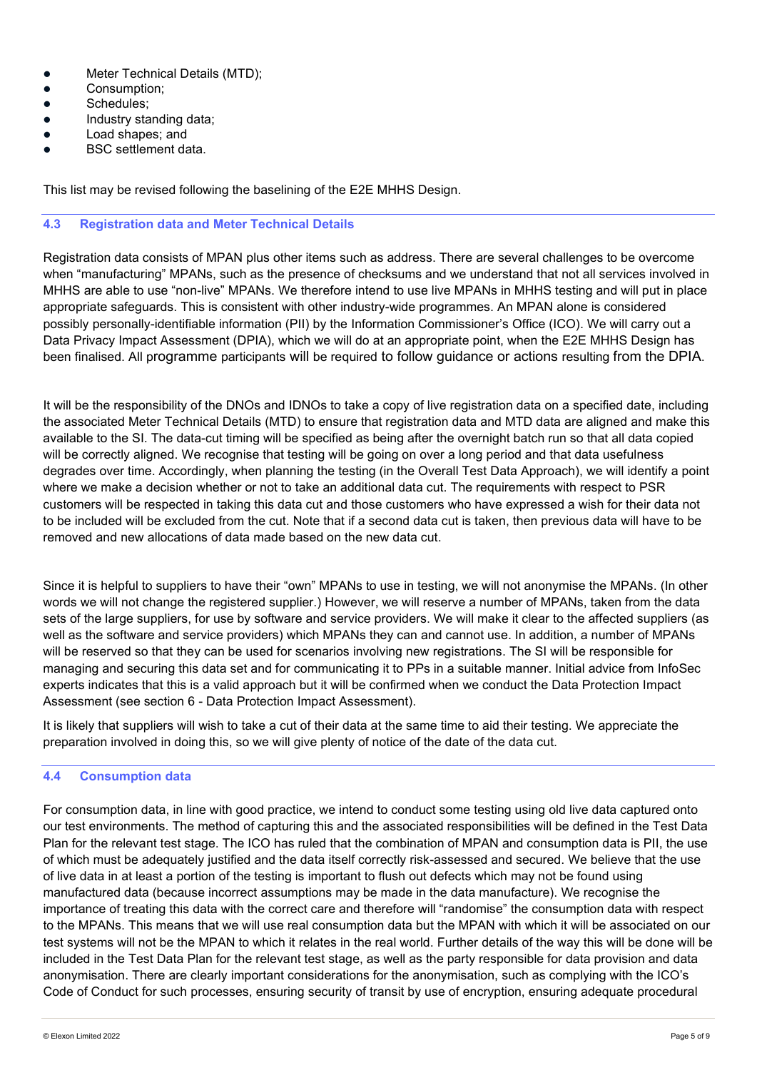- Meter Technical Details (MTD);
- Consumption;
- Schedules;
- Industry standing data;
- Load shapes; and
- BSC settlement data.

This list may be revised following the baselining of the E2E MHHS Design.

### 4.3 Registration data and Meter Technical Details

Registration data consists of MPAN plus other items such as address. There are several challenges to be overcome when "manufacturing" MPANs, such as the presence of checksums and we understand that not all services involved in MHHS are able to use "non-live" MPANs. We therefore intend to use live MPANs in MHHS testing and will put in place appropriate safeguards. This is consistent with other industry-wide programmes. An MPAN alone is considered possibly personally-identifiable information (PII) by the Information Commissioner's Office (ICO). We will carry out a Data Privacy Impact Assessment (DPIA), which we will do at an appropriate point, when the E2E MHHS Design has been finalised. All programme participants will be required to follow guidance or actions resulting from the DPIA.

It will be the responsibility of the DNOs and IDNOs to take a copy of live registration data on a specified date, including the associated Meter Technical Details (MTD) to ensure that registration data and MTD data are aligned and make this available to the SI. The data-cut timing will be specified as being after the overnight batch run so that all data copied will be correctly aligned. We recognise that testing will be going on over a long period and that data usefulness degrades over time. Accordingly, when planning the testing (in the Overall Test Data Approach), we will identify a point where we make a decision whether or not to take an additional data cut. The requirements with respect to PSR customers will be respected in taking this data cut and those customers who have expressed a wish for their data not to be included will be excluded from the cut. Note that if a second data cut is taken, then previous data will have to be removed and new allocations of data made based on the new data cut.

Since it is helpful to suppliers to have their "own" MPANs to use in testing, we will not anonymise the MPANs. (In other words we will not change the registered supplier.) However, we will reserve a number of MPANs, taken from the data sets of the large suppliers, for use by software and service providers. We will make it clear to the affected suppliers (as well as the software and service providers) which MPANs they can and cannot use. In addition, a number of MPANs will be reserved so that they can be used for scenarios involving new registrations. The SI will be responsible for managing and securing this data set and for communicating it to PPs in a suitable manner. Initial advice from InfoSec experts indicates that this is a valid approach but it will be confirmed when we conduct the Data Protection Impact Assessment (see section 6 - Data Protection Impact Assessment).

It is likely that suppliers will wish to take a cut of their data at the same time to aid their testing. We appreciate the preparation involved in doing this, so we will give plenty of notice of the date of the data cut.

### 4.4 Consumption data

For consumption data, in line with good practice, we intend to conduct some testing using old live data captured onto our test environments. The method of capturing this and the associated responsibilities will be defined in the Test Data Plan for the relevant test stage. The ICO has ruled that the combination of MPAN and consumption data is PII, the use of which must be adequately justified and the data itself correctly risk-assessed and secured. We believe that the use of live data in at least a portion of the testing is important to flush out defects which may not be found using manufactured data (because incorrect assumptions may be made in the data manufacture). We recognise the importance of treating this data with the correct care and therefore will "randomise" the consumption data with respect to the MPANs. This means that we will use real consumption data but the MPAN with which it will be associated on our test systems will not be the MPAN to which it relates in the real world. Further details of the way this will be done will be included in the Test Data Plan for the relevant test stage, as well as the party responsible for data provision and data anonymisation. There are clearly important considerations for the anonymisation, such as complying with the ICO's Code of Conduct for such processes, ensuring security of transit by use of encryption, ensuring adequate procedural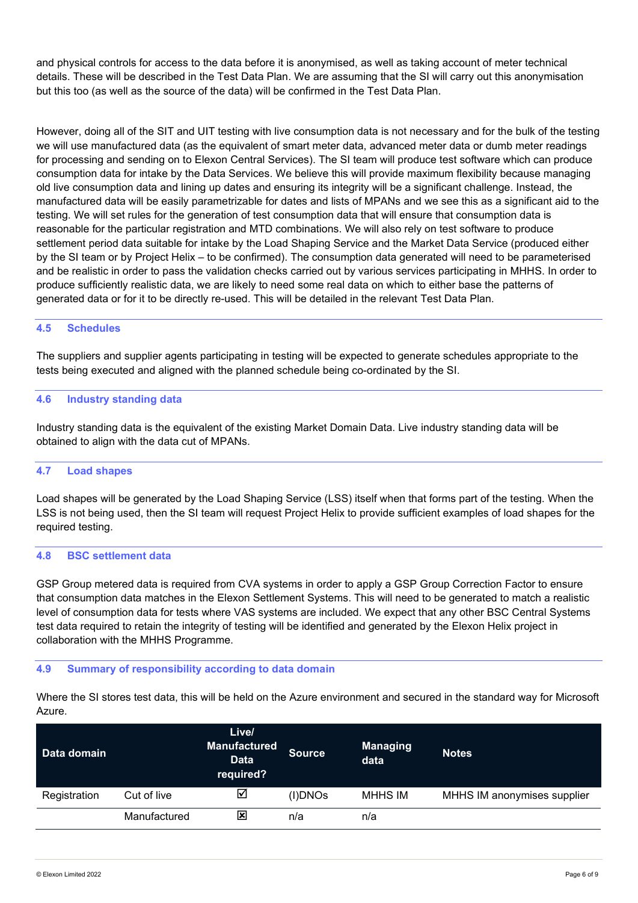and physical controls for access to the data before it is anonymised, as well as taking account of meter technical details. These will be described in the Test Data Plan. We are assuming that the SI will carry out this anonymisation but this too (as well as the source of the data) will be confirmed in the Test Data Plan.

However, doing all of the SIT and UIT testing with live consumption data is not necessary and for the bulk of the testing we will use manufactured data (as the equivalent of smart meter data, advanced meter data or dumb meter readings for processing and sending on to Elexon Central Services). The SI team will produce test software which can produce consumption data for intake by the Data Services. We believe this will provide maximum flexibility because managing old live consumption data and lining up dates and ensuring its integrity will be a significant challenge. Instead, the manufactured data will be easily parametrizable for dates and lists of MPANs and we see this as a significant aid to the testing. We will set rules for the generation of test consumption data that will ensure that consumption data is reasonable for the particular registration and MTD combinations. We will also rely on test software to produce settlement period data suitable for intake by the Load Shaping Service and the Market Data Service (produced either by the SI team or by Project Helix – to be confirmed). The consumption data generated will need to be parameterised and be realistic in order to pass the validation checks carried out by various services participating in MHHS. In order to produce sufficiently realistic data, we are likely to need some real data on which to either base the patterns of generated data or for it to be directly re-used. This will be detailed in the relevant Test Data Plan.

### 4.5 Schedules

The suppliers and supplier agents participating in testing will be expected to generate schedules appropriate to the tests being executed and aligned with the planned schedule being co-ordinated by the SI.

### 4.6 Industry standing data

Industry standing data is the equivalent of the existing Market Domain Data. Live industry standing data will be obtained to align with the data cut of MPANs.

### 4.7 Load shapes

Load shapes will be generated by the Load Shaping Service (LSS) itself when that forms part of the testing. When the LSS is not being used, then the SI team will request Project Helix to provide sufficient examples of load shapes for the required testing.

### 4.8 BSC settlement data

GSP Group metered data is required from CVA systems in order to apply a GSP Group Correction Factor to ensure that consumption data matches in the Elexon Settlement Systems. This will need to be generated to match a realistic level of consumption data for tests where VAS systems are included. We expect that any other BSC Central Systems test data required to retain the integrity of testing will be identified and generated by the Elexon Helix project in collaboration with the MHHS Programme.

### 4.9 Summary of responsibility according to data domain

Where the SI stores test data, this will be held on the Azure environment and secured in the standard way for Microsoft Azure.

| Data domain | | Live/ Manufactured Data required? | Source | Managing data | Notes |
|---|---|---|---|---|---|
| Registration | Cut of live | ☑ | (I)DNOs | MHHS IM | MHHS IM anonymises supplier |
| | Manufactured | ☒ | n/a | n/a | |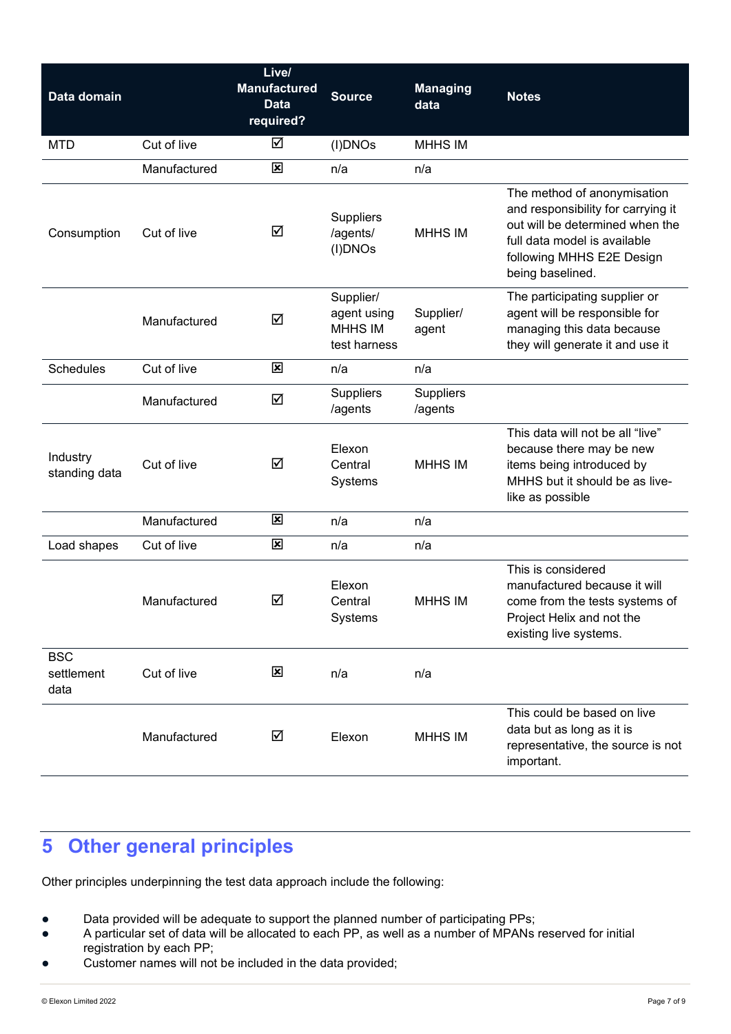| Data domain | | Live/ Manufactured Data required? | Source | Managing data | Notes |
|---|---|---|---|---|---|
| MTD | Cut of live | ☑ | (I)DNOs | MHHS IM | |
| | Manufactured | ☒ | n/a | n/a | |
| Consumption | Cut of live | ☑ | Suppliers /agents/ (I)DNOs | MHHS IM | The method of anonymisation and responsibility for carrying it out will be determined when the full data model is available following MHHS E2E Design being baselined. |
| | Manufactured | ☑ | Supplier/ agent using MHHS IM test harness | Supplier/ agent | The participating supplier or agent will be responsible for managing this data because they will generate it and use it |
| Schedules | Cut of live | ☒ | n/a | n/a | |
| | Manufactured | ☑ | Suppliers /agents | Suppliers /agents | |
| Industry standing data | Cut of live | ☑ | Elexon Central Systems | MHHS IM | This data will not be all "live" because there may be new items being introduced by MHHS but it should be as live-like as possible |
| | Manufactured | ☒ | n/a | n/a | |
| Load shapes | Cut of live | ☒ | n/a | n/a | |
| | Manufactured | ☑ | Elexon Central Systems | MHHS IM | This is considered manufactured because it will come from the tests systems of Project Helix and not the existing live systems. |
| BSC settlement data | Cut of live | ☒ | n/a | n/a | |
| | Manufactured | ☑ | Elexon | MHHS IM | This could be based on live data but as long as it is representative, the source is not important. |

# 5 Other general principles

Other principles underpinning the test data approach include the following:

- Data provided will be adequate to support the planned number of participating PPs;
- A particular set of data will be allocated to each PP, as well as a number of MPANs reserved for initial registration by each PP;
- Customer names will not be included in the data provided;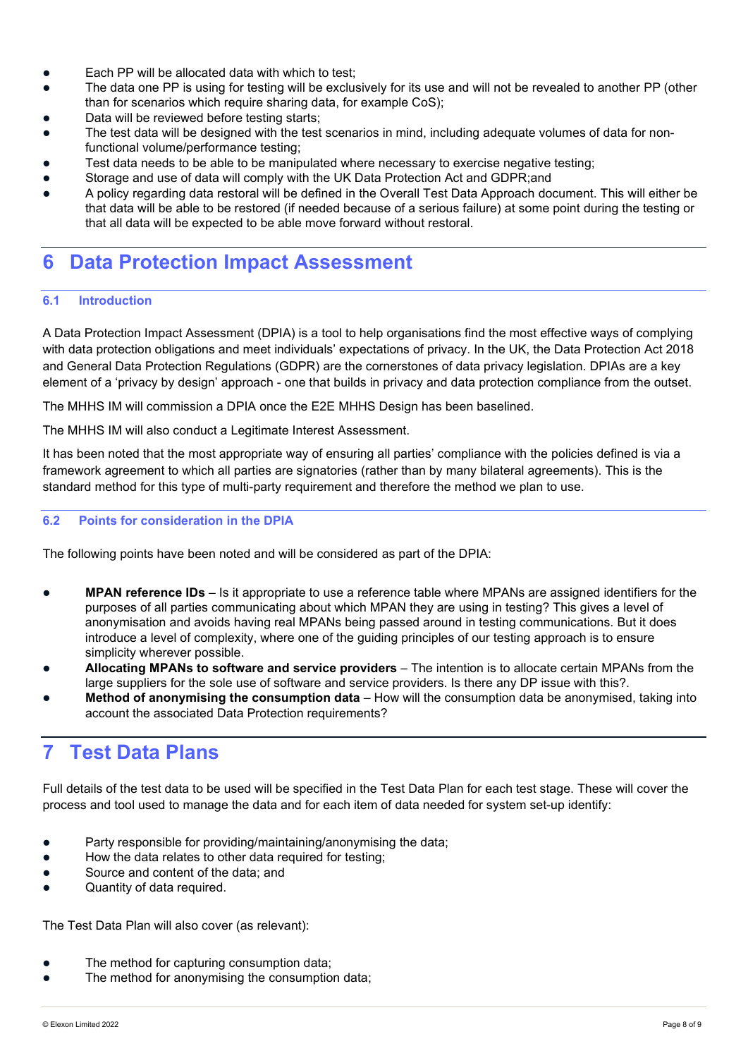- Each PP will be allocated data with which to test;
- The data one PP is using for testing will be exclusively for its use and will not be revealed to another PP (other than for scenarios which require sharing data, for example CoS);
- Data will be reviewed before testing starts;
- The test data will be designed with the test scenarios in mind, including adequate volumes of data for non-functional volume/performance testing;
- Test data needs to be able to be manipulated where necessary to exercise negative testing;
- Storage and use of data will comply with the UK Data Protection Act and GDPR;and
- A policy regarding data restoral will be defined in the Overall Test Data Approach document. This will either be that data will be able to be restored (if needed because of a serious failure) at some point during the testing or that all data will be expected to be able move forward without restoral.

# 6 Data Protection Impact Assessment

## 6.1 Introduction

A Data Protection Impact Assessment (DPIA) is a tool to help organisations find the most effective ways of complying with data protection obligations and meet individuals' expectations of privacy. In the UK, the Data Protection Act 2018 and General Data Protection Regulations (GDPR) are the cornerstones of data privacy legislation. DPIAs are a key element of a 'privacy by design' approach - one that builds in privacy and data protection compliance from the outset.

The MHHS IM will commission a DPIA once the E2E MHHS Design has been baselined.

The MHHS IM will also conduct a Legitimate Interest Assessment.

It has been noted that the most appropriate way of ensuring all parties' compliance with the policies defined is via a framework agreement to which all parties are signatories (rather than by many bilateral agreements). This is the standard method for this type of multi-party requirement and therefore the method we plan to use.

## 6.2 Points for consideration in the DPIA

The following points have been noted and will be considered as part of the DPIA:

- **MPAN reference IDs** – Is it appropriate to use a reference table where MPANs are assigned identifiers for the purposes of all parties communicating about which MPAN they are using in testing? This gives a level of anonymisation and avoids having real MPANs being passed around in testing communications. But it does introduce a level of complexity, where one of the guiding principles of our testing approach is to ensure simplicity wherever possible.
- **Allocating MPANs to software and service providers** – The intention is to allocate certain MPANs from the large suppliers for the sole use of software and service providers. Is there any DP issue with this?.
- **Method of anonymising the consumption data** – How will the consumption data be anonymised, taking into account the associated Data Protection requirements?

# 7 Test Data Plans

Full details of the test data to be used will be specified in the Test Data Plan for each test stage. These will cover the process and tool used to manage the data and for each item of data needed for system set-up identify:

- Party responsible for providing/maintaining/anonymising the data;
- How the data relates to other data required for testing;
- Source and content of the data; and
- Quantity of data required.

The Test Data Plan will also cover (as relevant):

- The method for capturing consumption data;
- The method for anonymising the consumption data;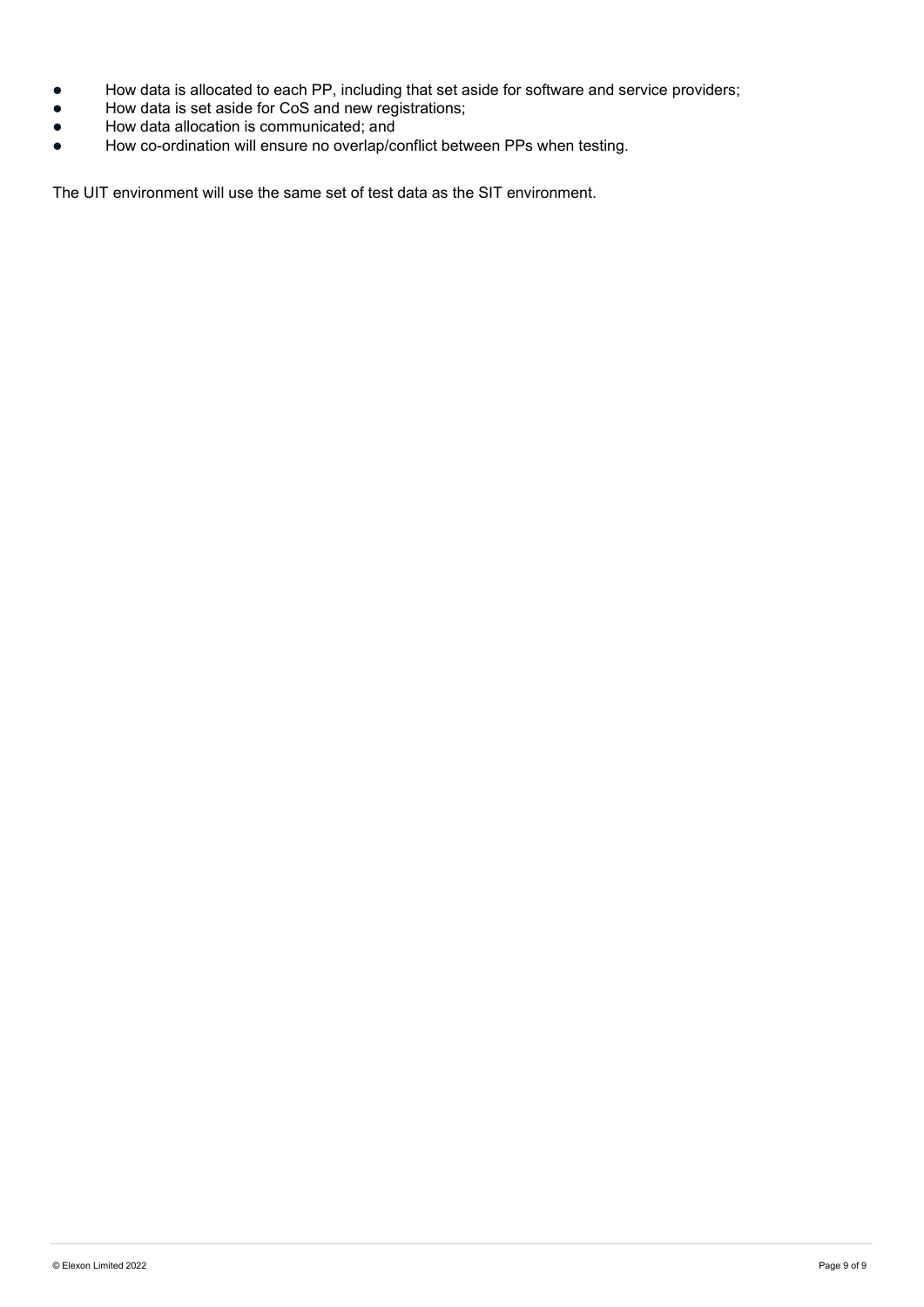- How data is allocated to each PP, including that set aside for software and service providers;
- How data is set aside for CoS and new registrations;
- How data allocation is communicated; and
- How co-ordination will ensure no overlap/conflict between PPs when testing.

The UIT environment will use the same set of test data as the SIT environment.